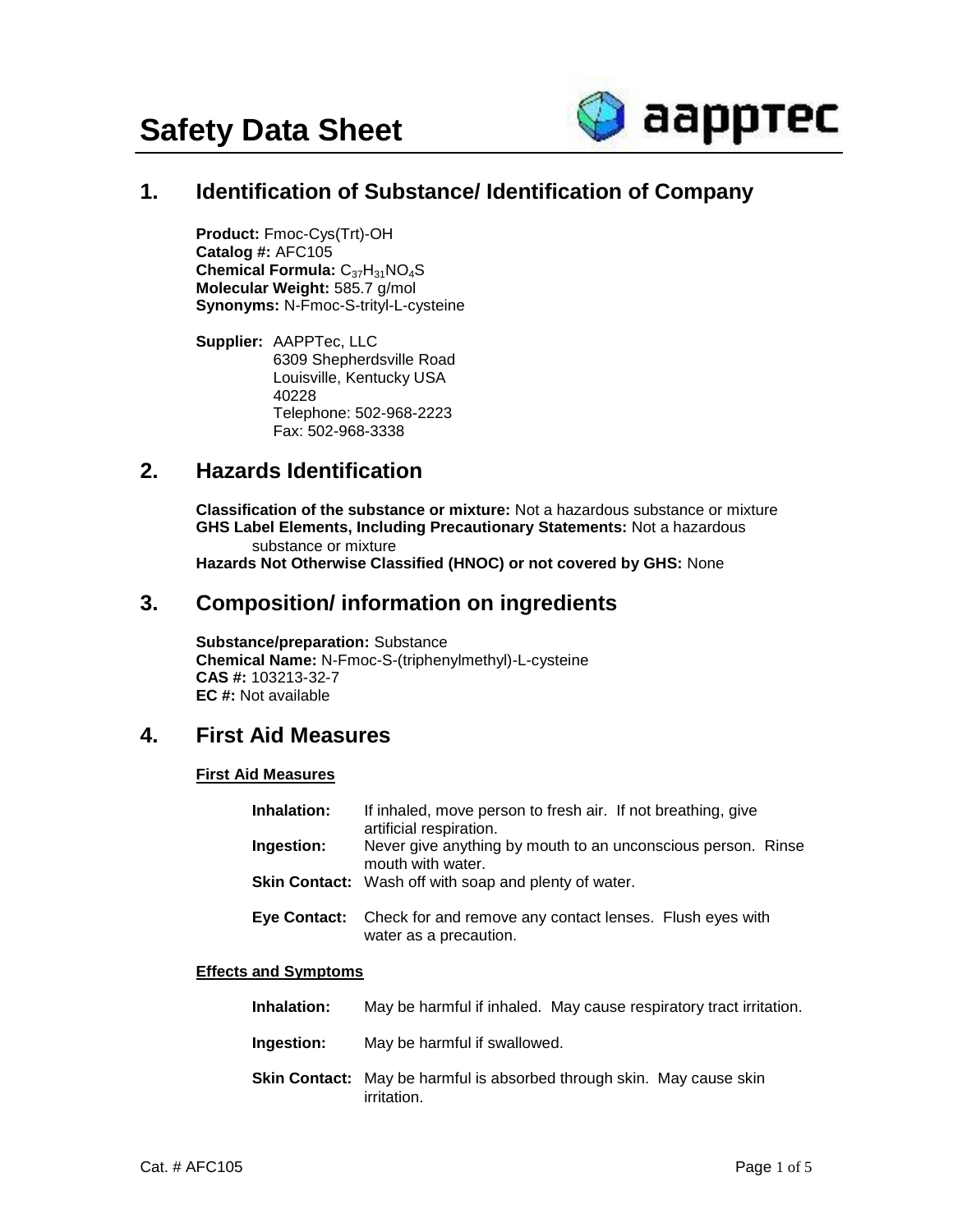# Safety Data Sheet

## 1. Identification of Substance/ Identification of Company

**Product:** Fmoc-Cys(Trt)-OH
**Catalog #:** AFC105
**Chemical Formula:** $C_{37}H_{31}NO_4S$
**Molecular Weight:** 585.7 g/mol
**Synonyms:** N-Fmoc-S-trityl-L-cysteine

**Supplier:** AAPPTec, LLC
6309 Shepherdsville Road
Louisville, Kentucky USA
40228
Telephone: 502-968-2223
Fax: 502-968-3338

## 2. Hazards Identification

**Classification of the substance or mixture:** Not a hazardous substance or mixture
**GHS Label Elements, Including Precautionary Statements:** Not a hazardous substance or mixture
**Hazards Not Otherwise Classified (HNOC) or not covered by GHS:** None

## 3. Composition/ information on ingredients

**Substance/preparation:** Substance
**Chemical Name:** N-Fmoc-S-(triphenylmethyl)-L-cysteine
**CAS #:** 103213-32-7
**EC #:** Not available

## 4. First Aid Measures

### First Aid Measures

**Inhalation:** If inhaled, move person to fresh air. If not breathing, give artificial respiration.

**Ingestion:** Never give anything by mouth to an unconscious person. Rinse mouth with water.

**Skin Contact:** Wash off with soap and plenty of water.

**Eye Contact:** Check for and remove any contact lenses. Flush eyes with water as a precaution.

### Effects and Symptoms

**Inhalation:** May be harmful if inhaled. May cause respiratory tract irritation.

**Ingestion:** May be harmful if swallowed.

**Skin Contact:** May be harmful is absorbed through skin. May cause skin irritation.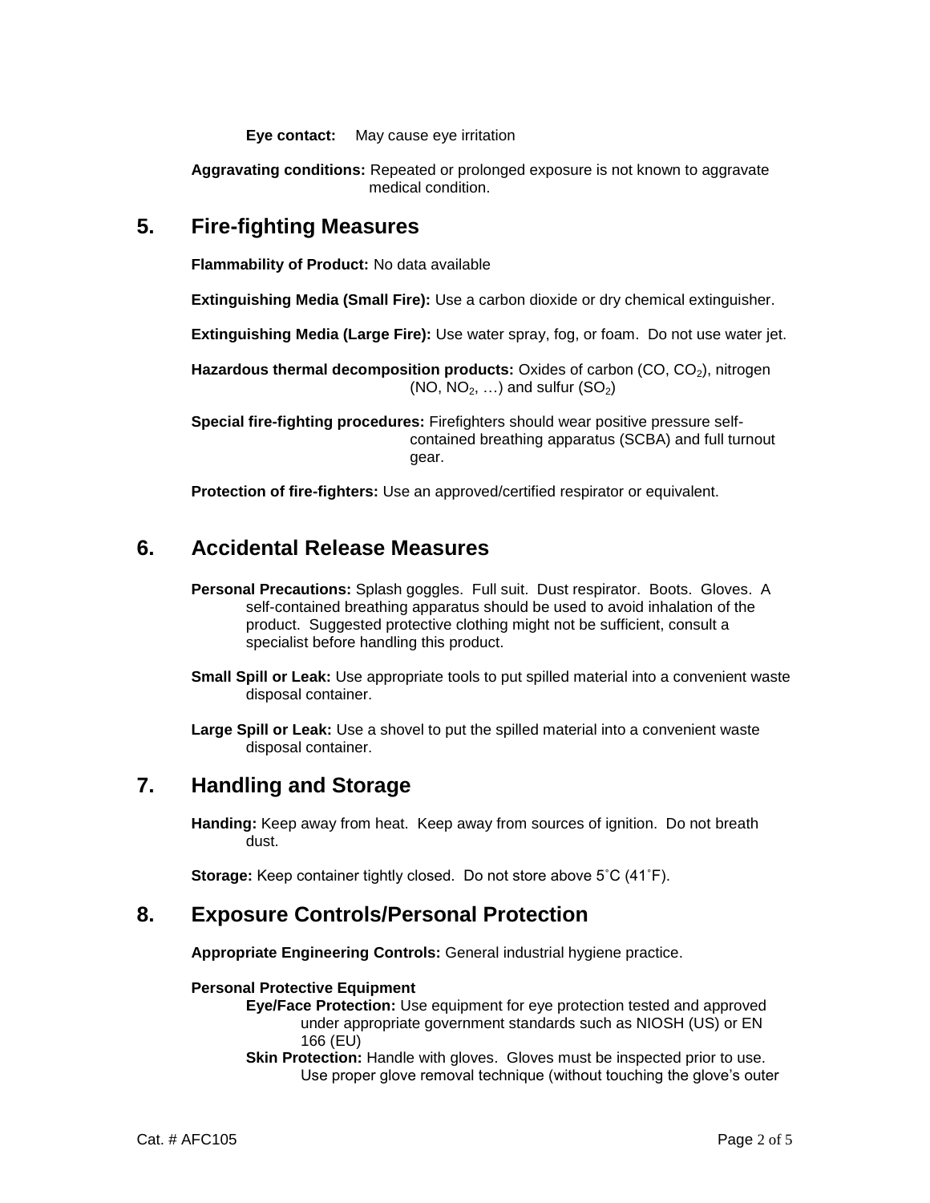**Eye contact:** May cause eye irritation

**Aggravating conditions:** Repeated or prolonged exposure is not known to aggravate medical condition.

## 5. Fire-fighting Measures

**Flammability of Product:** No data available

**Extinguishing Media (Small Fire):** Use a carbon dioxide or dry chemical extinguisher.

**Extinguishing Media (Large Fire):** Use water spray, fog, or foam. Do not use water jet.

**Hazardous thermal decomposition products:** Oxides of carbon ($CO$, $CO_2$), nitrogen ($NO$, $NO_2$, …) and sulfur ($SO_2$)

**Special fire-fighting procedures:** Firefighters should wear positive pressure self-contained breathing apparatus (SCBA) and full turnout gear.

**Protection of fire-fighters:** Use an approved/certified respirator or equivalent.

## 6. Accidental Release Measures

**Personal Precautions:** Splash goggles. Full suit. Dust respirator. Boots. Gloves. A self-contained breathing apparatus should be used to avoid inhalation of the product. Suggested protective clothing might not be sufficient, consult a specialist before handling this product.

**Small Spill or Leak:** Use appropriate tools to put spilled material into a convenient waste disposal container.

**Large Spill or Leak:** Use a shovel to put the spilled material into a convenient waste disposal container.

## 7. Handling and Storage

**Handing:** Keep away from heat. Keep away from sources of ignition. Do not breath dust.

**Storage:** Keep container tightly closed. Do not store above 5˚C (41˚F).

## 8. Exposure Controls/Personal Protection

**Appropriate Engineering Controls:** General industrial hygiene practice.

**Personal Protective Equipment**

**Eye/Face Protection:** Use equipment for eye protection tested and approved under appropriate government standards such as NIOSH (US) or EN 166 (EU)

**Skin Protection:** Handle with gloves. Gloves must be inspected prior to use. Use proper glove removal technique (without touching the glove's outer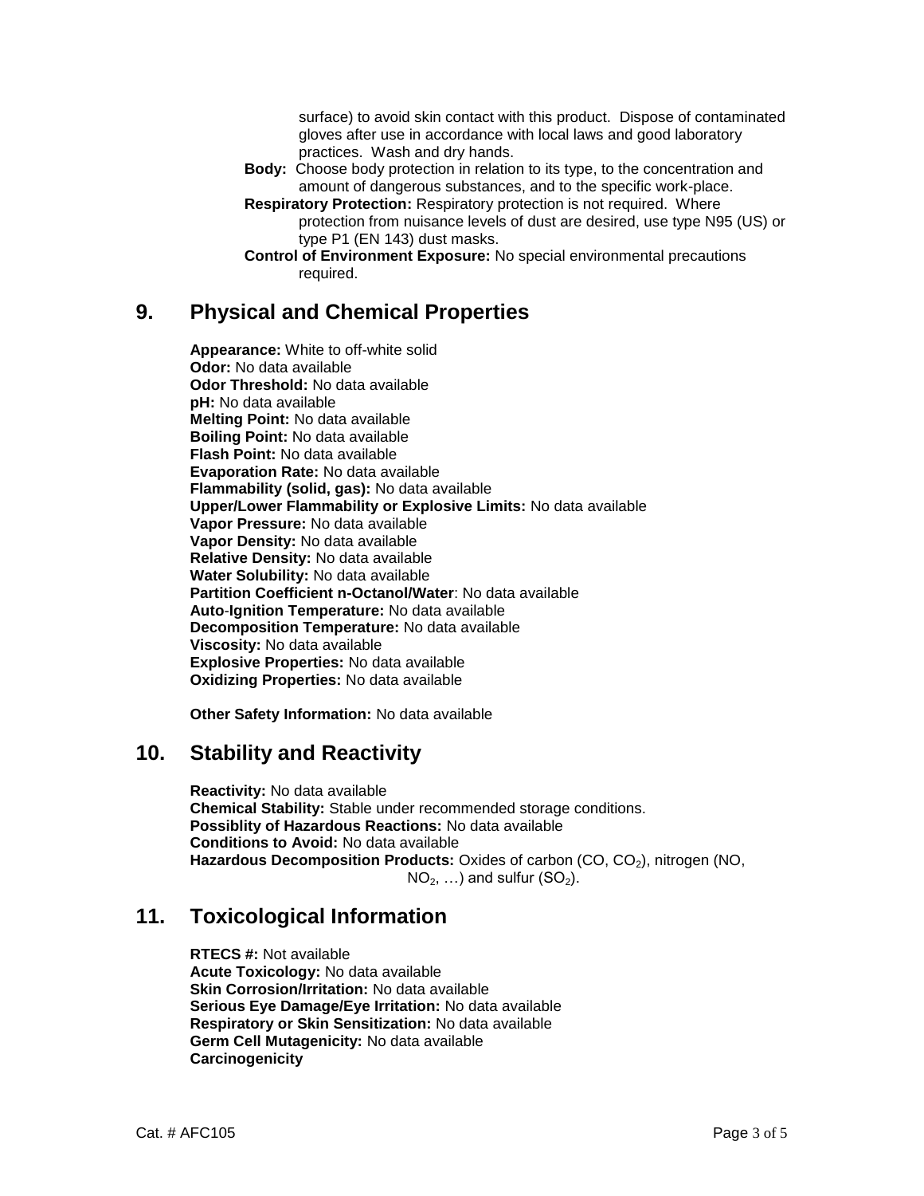surface) to avoid skin contact with this product. Dispose of contaminated gloves after use in accordance with local laws and good laboratory practices. Wash and dry hands.

**Body:** Choose body protection in relation to its type, to the concentration and amount of dangerous substances, and to the specific work-place.

**Respiratory Protection:** Respiratory protection is not required. Where protection from nuisance levels of dust are desired, use type N95 (US) or type P1 (EN 143) dust masks.

**Control of Environment Exposure:** No special environmental precautions required.

## 9. Physical and Chemical Properties

**Appearance:** White to off-white solid
**Odor:** No data available
**Odor Threshold:** No data available
**pH:** No data available
**Melting Point:** No data available
**Boiling Point:** No data available
**Flash Point:** No data available
**Evaporation Rate:** No data available
**Flammability (solid, gas):** No data available
**Upper/Lower Flammability or Explosive Limits:** No data available
**Vapor Pressure:** No data available
**Vapor Density:** No data available
**Relative Density:** No data available
**Water Solubility:** No data available
**Partition Coefficient n-Octanol/Water**: No data available
**Auto-Ignition Temperature:** No data available
**Decomposition Temperature:** No data available
**Viscosity:** No data available
**Explosive Properties:** No data available
**Oxidizing Properties:** No data available

**Other Safety Information:** No data available

## 10. Stability and Reactivity

**Reactivity:** No data available
**Chemical Stability:** Stable under recommended storage conditions.
**Possiblity of Hazardous Reactions:** No data available
**Conditions to Avoid:** No data available
**Hazardous Decomposition Products:** Oxides of carbon ($CO$, $CO_2$), nitrogen ($NO$, $NO_2$, …) and sulfur ($SO_2$).

## 11. Toxicological Information

**RTECS #:** Not available
**Acute Toxicology:** No data available
**Skin Corrosion/Irritation:** No data available
**Serious Eye Damage/Eye Irritation:** No data available
**Respiratory or Skin Sensitization:** No data available
**Germ Cell Mutagenicity:** No data available
**Carcinogenicity**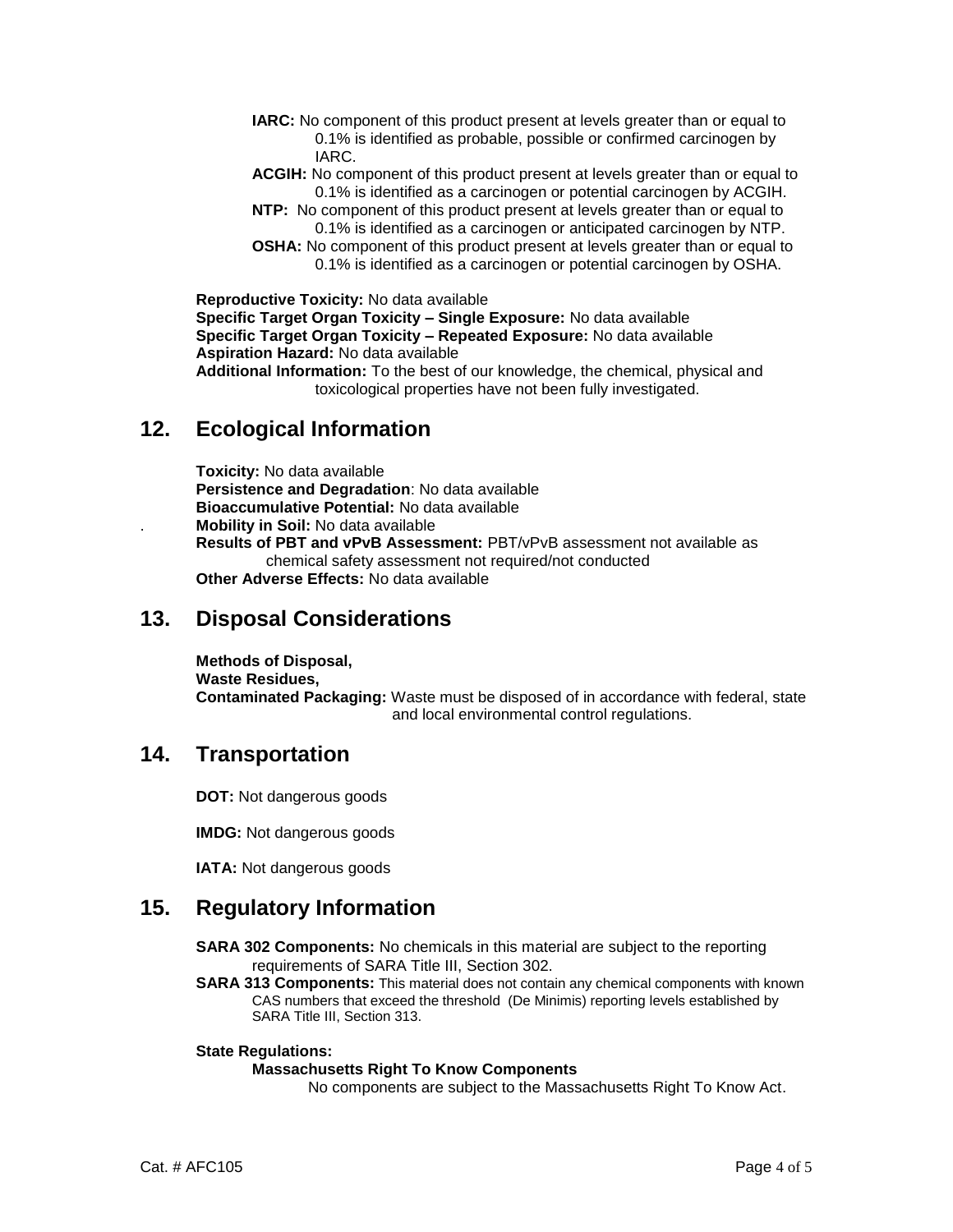**IARC:** No component of this product present at levels greater than or equal to 0.1% is identified as probable, possible or confirmed carcinogen by IARC.

**ACGIH:** No component of this product present at levels greater than or equal to 0.1% is identified as a carcinogen or potential carcinogen by ACGIH.

**NTP:** No component of this product present at levels greater than or equal to 0.1% is identified as a carcinogen or anticipated carcinogen by NTP.

**OSHA:** No component of this product present at levels greater than or equal to 0.1% is identified as a carcinogen or potential carcinogen by OSHA.

**Reproductive Toxicity:** No data available
**Specific Target Organ Toxicity – Single Exposure:** No data available
**Specific Target Organ Toxicity – Repeated Exposure:** No data available
**Aspiration Hazard:** No data available
**Additional Information:** To the best of our knowledge, the chemical, physical and toxicological properties have not been fully investigated.

## 12. Ecological Information

**Toxicity:** No data available
**Persistence and Degradation**: No data available
**Bioaccumulative Potential:** No data available
**Mobility in Soil:** No data available
**Results of PBT and vPvB Assessment:** PBT/vPvB assessment not available as chemical safety assessment not required/not conducted
**Other Adverse Effects:** No data available

## 13. Disposal Considerations

**Methods of Disposal,**
**Waste Residues,**
**Contaminated Packaging:** Waste must be disposed of in accordance with federal, state and local environmental control regulations.

## 14. Transportation

**DOT:** Not dangerous goods

**IMDG:** Not dangerous goods

**IATA:** Not dangerous goods

## 15. Regulatory Information

**SARA 302 Components:** No chemicals in this material are subject to the reporting requirements of SARA Title III, Section 302.

**SARA 313 Components:** This material does not contain any chemical components with known CAS numbers that exceed the threshold (De Minimis) reporting levels established by SARA Title III, Section 313.

**State Regulations:**

**Massachusetts Right To Know Components**

No components are subject to the Massachusetts Right To Know Act.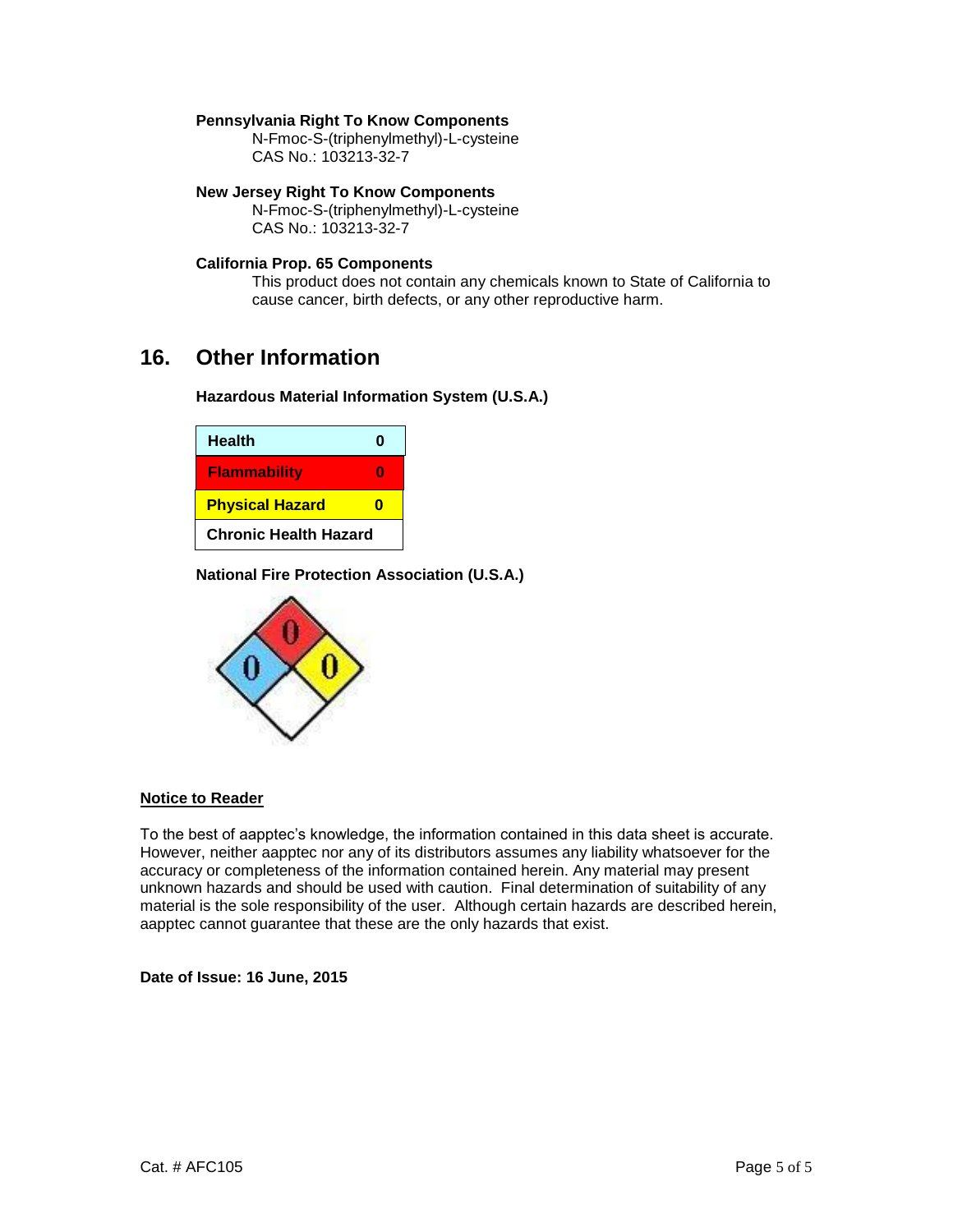**Pennsylvania Right To Know Components**

N-Fmoc-S-(triphenylmethyl)-L-cysteine
CAS No.: 103213-32-7

**New Jersey Right To Know Components**

N-Fmoc-S-(triphenylmethyl)-L-cysteine
CAS No.: 103213-32-7

**California Prop. 65 Components**

This product does not contain any chemicals known to State of California to cause cancer, birth defects, or any other reproductive harm.

## 16. Other Information

**Hazardous Material Information System (U.S.A.)**

| | |
|---|---|
| Health | 0 |
| Flammability | 0 |
| Physical Hazard | 0 |
| Chronic Health Hazard | |

**National Fire Protection Association (U.S.A.)**

0
0
0

**Notice to Reader**

To the best of aapptec's knowledge, the information contained in this data sheet is accurate. However, neither aapptec nor any of its distributors assumes any liability whatsoever for the accuracy or completeness of the information contained herein. Any material may present unknown hazards and should be used with caution. Final determination of suitability of any material is the sole responsibility of the user. Although certain hazards are described herein, aapptec cannot guarantee that these are the only hazards that exist.

**Date of Issue: 16 June, 2015**

Cat. # AFC105